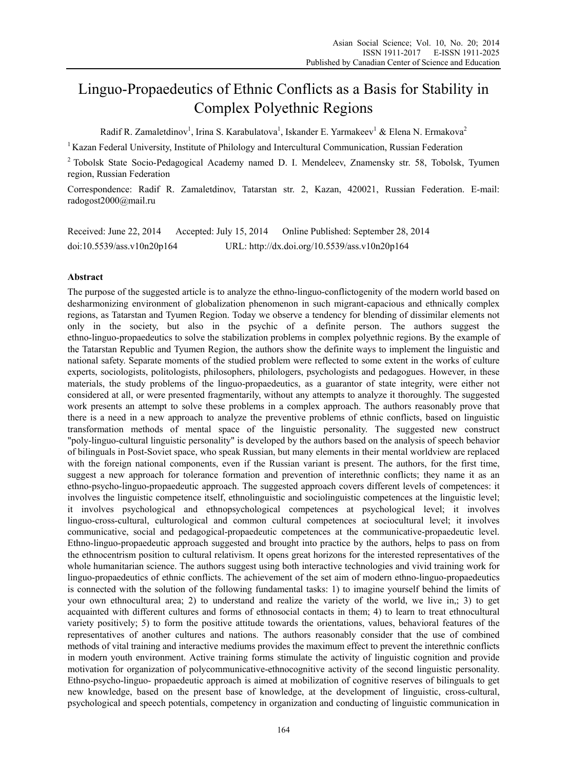# Linguo-Propaedeutics of Ethnic Conflicts as a Basis for Stability in Complex Polyethnic Regions

Radif R. Zamaletdinov[1], Irina S. Karabulatova[1], Iskander E. Yarmakeev[1] & Elena N. Ermakova[2]

[1] Kazan Federal University, Institute of Philology and Intercultural Communication, Russian Federation

[2] Tobolsk State Socio-Pedagogical Academy named D. I. Mendeleev, Znamensky str. 58, Tobolsk, Tyumen region, Russian Federation

Correspondence: Radif R. Zamaletdinov, Tatarstan str. 2, Kazan, 420021, Russian Federation. E-mail: radogost2000@mail.ru

Received: June 22, 2014 Accepted: July 15, 2014 Online Published: September 28, 2014

doi:10.5539/ass.v10n20p164 URL: http://dx.doi.org/10.5539/ass.v10n20p164

## Abstract

The purpose of the suggested article is to analyze the ethno-linguo-conflictogenity of the modern world based on desharmonizing environment of globalization phenomenon in such migrant-capacious and ethnically complex regions, as Tatarstan and Tyumen Region. Today we observe a tendency for blending of dissimilar elements not only in the society, but also in the psychic of a definite person. The authors suggest the ethno-linguo-propaedeutics to solve the stabilization problems in complex polyethnic regions. By the example of the Tatarstan Republic and Tyumen Region, the authors show the definite ways to implement the linguistic and national safety. Separate moments of the studied problem were reflected to some extent in the works of culture experts, sociologists, politologists, philosophers, philologers, psychologists and pedagogues. However, in these materials, the study problems of the linguo-propaedeutics, as a guarantor of state integrity, were either not considered at all, or were presented fragmentarily, without any attempts to analyze it thoroughly. The suggested work presents an attempt to solve these problems in a complex approach. The authors reasonably prove that there is a need in a new approach to analyze the preventive problems of ethnic conflicts, based on linguistic transformation methods of mental space of the linguistic personality. The suggested new construct "poly-linguo-cultural linguistic personality" is developed by the authors based on the analysis of speech behavior of bilinguals in Post-Soviet space, who speak Russian, but many elements in their mental worldview are replaced with the foreign national components, even if the Russian variant is present. The authors, for the first time, suggest a new approach for tolerance formation and prevention of interethnic conflicts; they name it as an ethno-psycho-linguo-propaedeutic approach. The suggested approach covers different levels of competences: it involves the linguistic competence itself, ethnolinguistic and sociolinguistic competences at the linguistic level; it involves psychological and ethnopsychological competences at psychological level; it involves linguo-cross-cultural, culturological and common cultural competences at sociocultural level; it involves communicative, social and pedagogical-propaedeutic competences at the communicative-propaedeutic level. Ethno-linguo-propaedeutic approach suggested and brought into practice by the authors, helps to pass on from the ethnocentrism position to cultural relativism. It opens great horizons for the interested representatives of the whole humanitarian science. The authors suggest using both interactive technologies and vivid training work for linguo-propaedeutics of ethnic conflicts. The achievement of the set aim of modern ethno-linguo-propaedeutics is connected with the solution of the following fundamental tasks: 1) to imagine yourself behind the limits of your own ethnocultural area; 2) to understand and realize the variety of the world, we live in,; 3) to get acquainted with different cultures and forms of ethnosocial contacts in them; 4) to learn to treat ethnocultural variety positively; 5) to form the positive attitude towards the orientations, values, behavioral features of the representatives of another cultures and nations. The authors reasonably consider that the use of combined methods of vital training and interactive mediums provides the maximum effect to prevent the interethnic conflicts in modern youth environment. Active training forms stimulate the activity of linguistic cognition and provide motivation for organization of polycommunicative-ethnocognitive activity of the second linguistic personality. Ethno-psycho-linguo- propaedeutic approach is aimed at mobilization of cognitive reserves of bilinguals to get new knowledge, based on the present base of knowledge, at the development of linguistic, cross-cultural, psychological and speech potentials, competency in organization and conducting of linguistic communication in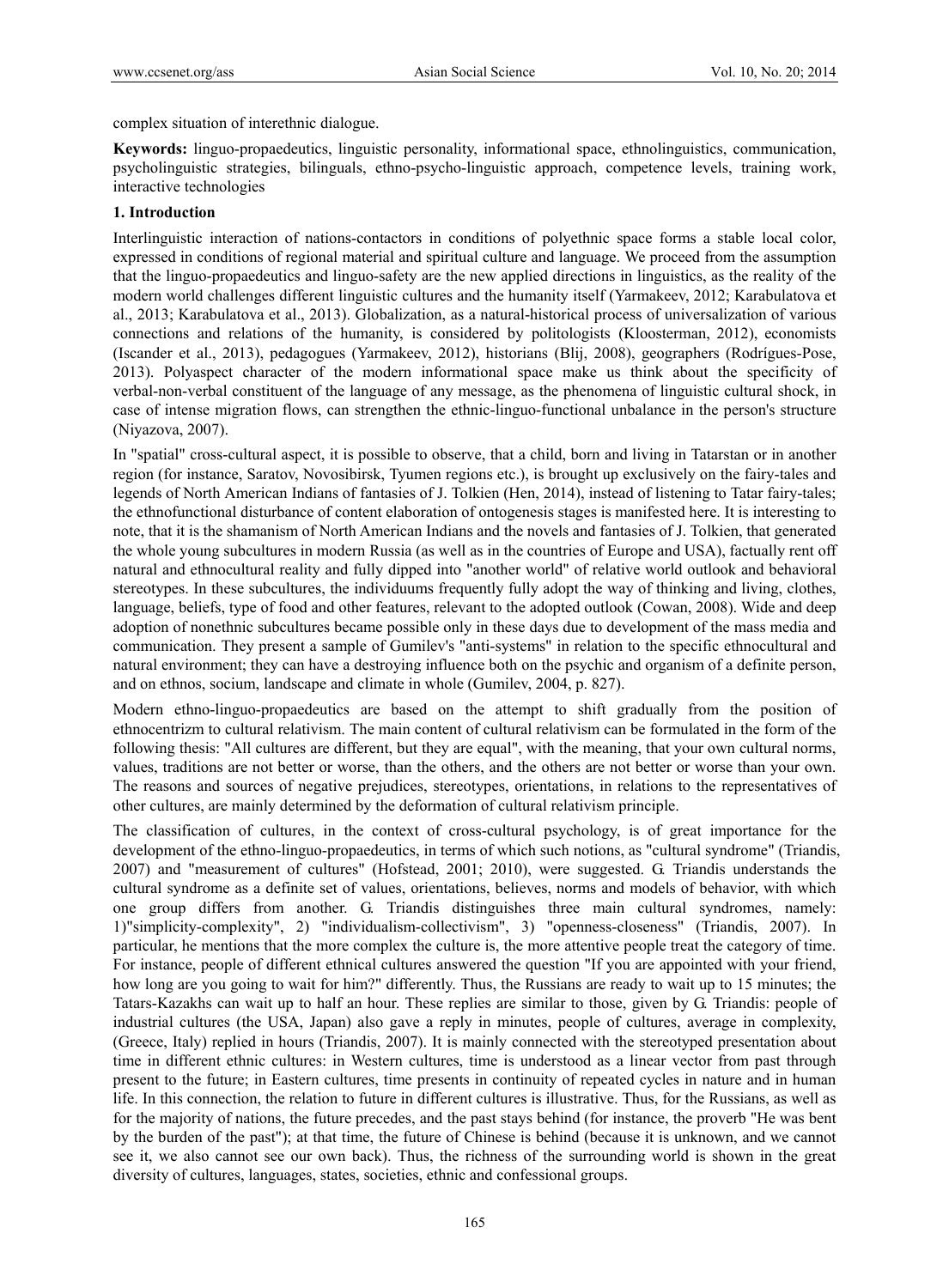complex situation of interethnic dialogue.

**Keywords:** linguo-propaedeutics, linguistic personality, informational space, ethnolinguistics, communication, psycholinguistic strategies, bilinguals, ethno-psycho-linguistic approach, competence levels, training work, interactive technologies

## 1. Introduction

Interlinguistic interaction of nations-contactors in conditions of polyethnic space forms a stable local color, expressed in conditions of regional material and spiritual culture and language. We proceed from the assumption that the linguo-propaedeutics and linguo-safety are the new applied directions in linguistics, as the reality of the modern world challenges different linguistic cultures and the humanity itself (Yarmakeev, 2012; Karabulatova et al., 2013; Karabulatova et al., 2013). Globalization, as a natural-historical process of universalization of various connections and relations of the humanity, is considered by politologists (Kloosterman, 2012), economists (Iscander et al., 2013), pedagogues (Yarmakeev, 2012), historians (Blij, 2008), geographers (Rodrígues-Pose, 2013). Polyaspect character of the modern informational space make us think about the specificity of verbal-non-verbal constituent of the language of any message, as the phenomena of linguistic cultural shock, in case of intense migration flows, can strengthen the ethnic-linguo-functional unbalance in the person's structure (Niyazova, 2007).

In "spatial" cross-cultural aspect, it is possible to observe, that a child, born and living in Tatarstan or in another region (for instance, Saratov, Novosibirsk, Tyumen regions etc.), is brought up exclusively on the fairy-tales and legends of North American Indians of content fantasies of J. Tolkien (Hen, 2014), instead of listening to Tatar fairy-tales; the ethnofunctional disturbance of content elaboration of ontogenesis stages is manifested here. It is interesting to note, that it is the shamanism of North American Indians and the novels and fantasies of J. Tolkien, that generated the whole young subcultures in modern Russia (as well as in the countries of Europe and USA), factually rent off natural and ethnocultural reality and fully dipped into "another world" of relative world outlook and behavioral stereotypes. In these subcultures, the individuums frequently fully adopt the way of thinking and living, clothes, language, beliefs, type of food and other features, relevant to the adopted outlook (Cowan, 2008). Wide and deep adoption of nonethnic subcultures became possible only in these days due to development of the mass media and communication. They present a sample of Gumilev's "anti-systems" in relation to the specific ethnocultural and natural environment; they can have a destroying influence both on the psychic and organism of a definite person, and on ethnos, socium, landscape and climate in whole (Gumilev, 2004, p. 827).

Modern ethno-linguo-propaedeutics are based on the attempt to shift gradually from the position of ethnocentrizm to cultural relativism. The main content of cultural relativism can be formulated in the form of the following thesis: "All cultures are different, but they are equal", with the meaning, that your own cultural norms, values, traditions are not better or worse, than the others, and the others are not better or worse than your own. The reasons and sources of negative prejudices, stereotypes, orientations, in relations to the representatives of other cultures, are mainly determined by the deformation of cultural relativism principle.

The classification of cultures, in the context of cross-cultural psychology, is of great importance for the development of the ethno-linguo-propaedeutics, in terms of which such notions, as "cultural syndrome" (Triandis, 2007) and "measurement of cultures" (Hofstead, 2001; 2010), were suggested. G. Triandis understands the cultural syndrome as a definite set of values, orientations, believes, norms and models of behavior, with which one group differs from another. G. Triandis distinguishes three main cultural syndromes, namely: 1)"simplicity-complexity", 2) "individualism-collectivism", 3) "openness-closeness" (Triandis, 2007). In particular, he mentions that the more complex the culture is, the more attentive people treat the category of time. For instance, people of different ethnical cultures answered the question "If you are appointed with your friend, how long are you going to wait for him?" differently. Thus, the Russians are ready to wait up to 15 minutes; the Tatars-Kazakhs can wait up to half an hour. These replies are similar to those, given by G. Triandis: people of industrial cultures (the USA, Japan) also gave a reply in minutes, people of cultures, average in complexity, (Greece, Italy) replied in hours (Triandis, 2007). It is mainly connected with the stereotyped presentation about time in different ethnic cultures: in Western cultures, time is understood as a linear vector from past through present to the future; in Eastern cultures, time presents in continuity of repeated cycles in nature and in human life. In this connection, the relation to future in different cultures is illustrative. Thus, for the Russians, as well as for the majority of nations, the future precedes, and the past stays behind (for instance, the proverb "He was bent by the burden of the past"); at that time, the future of Chinese is behind (because it is unknown, and we cannot see it, we also cannot see our own back). Thus, the richness of the surrounding world is shown in the great diversity of cultures, languages, states, societies, ethnic and confessional groups.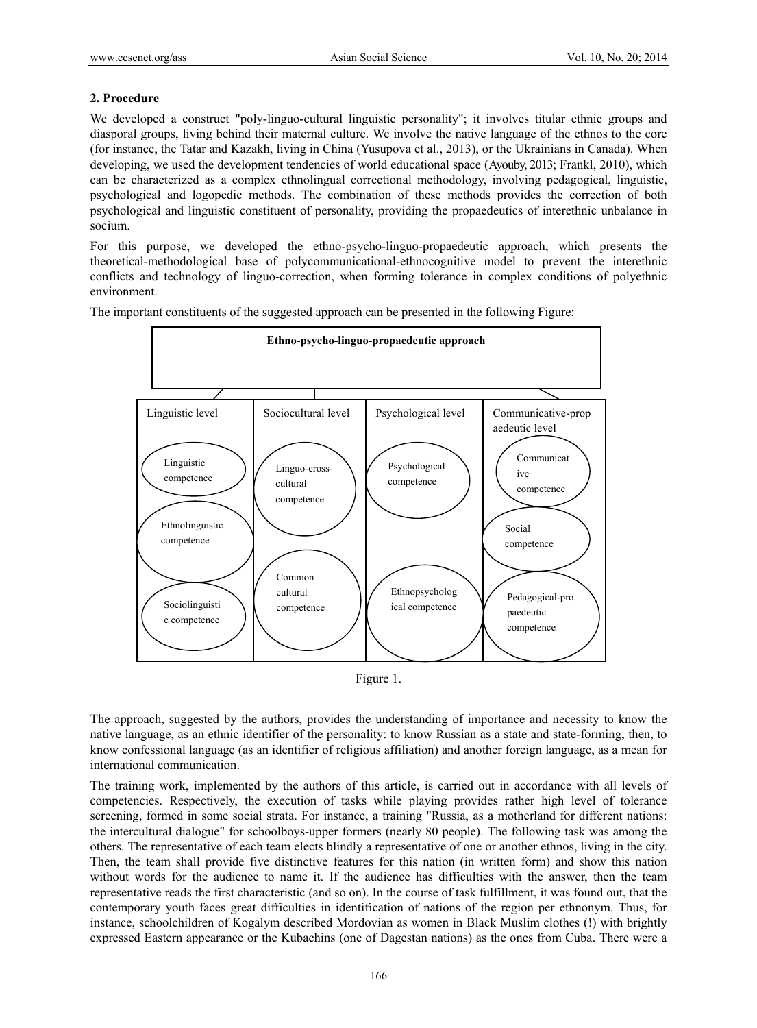## 2. Procedure

We developed a construct "poly-linguo-cultural linguistic personality"; it involves titular ethnic groups and diasporal groups, living behind their maternal culture. We involve the native language of the ethnos to the core (for instance, the Tatar and Kazakh, living in China (Yusupova et al., 2013), or the Ukrainians in Canada). When developing, we used the development tendencies of world educational space (Ayouby, 2013; Frankl, 2010), which can be characterized as a complex ethnolingual correctional methodology, involving pedagogical, linguistic, psychological and logopedic methods. The combination of these methods provides the correction of both psychological and linguistic constituent of personality, providing the propaedeutics of interethnic unbalance in socium.

For this purpose, we developed the ethno-psycho-linguo-propaedeutic approach, which presents the theoretical-methodological base of polycommunicational-ethnocognitive model to prevent the interethnic conflicts and technology of linguo-correction, when forming tolerance in complex conditions of polyethnic environment.

The important constituents of the suggested approach can be presented in the following Figure:

**Ethno-psycho-linguo-propaedeutic approach**

| Linguistic level | Sociocultural level | Psychological level | Communicative-propaedeutic level |
|---|---|---|---|
| Linguistic competence | Linguo-cross-cultural competence | Psychological competence | Communicative competence |
| Ethnolinguistic competence | Common cultural competence | Ethnopsychological competence | Social competence |
| Sociolinguistic competence | | | Pedagogical-propaedeutic competence |

Figure 1.

The approach, suggested by the authors, provides the understanding of importance and necessity to know the native language, as an ethnic identifier of the personality: to know Russian as a state and state-forming, then, to know confessional language (as an identifier of religious affiliation) and another foreign language, as a mean for international communication.

The training work, implemented by the authors of this article, is carried out in accordance with all levels of competencies. Respectively, the execution of tasks while playing provides rather high level of tolerance screening, formed in some social strata. For instance, a training "Russia, as a motherland for different nations: the intercultural dialogue" for schoolboys-upper formers (nearly 80 people). The following task was among the others. The representative of each team elects blindly a representative of one or another ethnos, living in the city. Then, the team shall provide five distinctive features for this nation (in written form) and show this nation without words for the audience to name it. If the audience has difficulties with the answer, then the team representative reads the first characteristic (and so on). In the course of task fulfillment, it was found out, that the contemporary youth faces great difficulties in identification of nations of the region per ethnonym. Thus, for instance, schoolchildren of Kogalym described Mordovian as women in Black Muslim clothes (!) with brightly expressed Eastern appearance or the Kubachins (one of Dagestan nations) as the ones from Cuba. There were a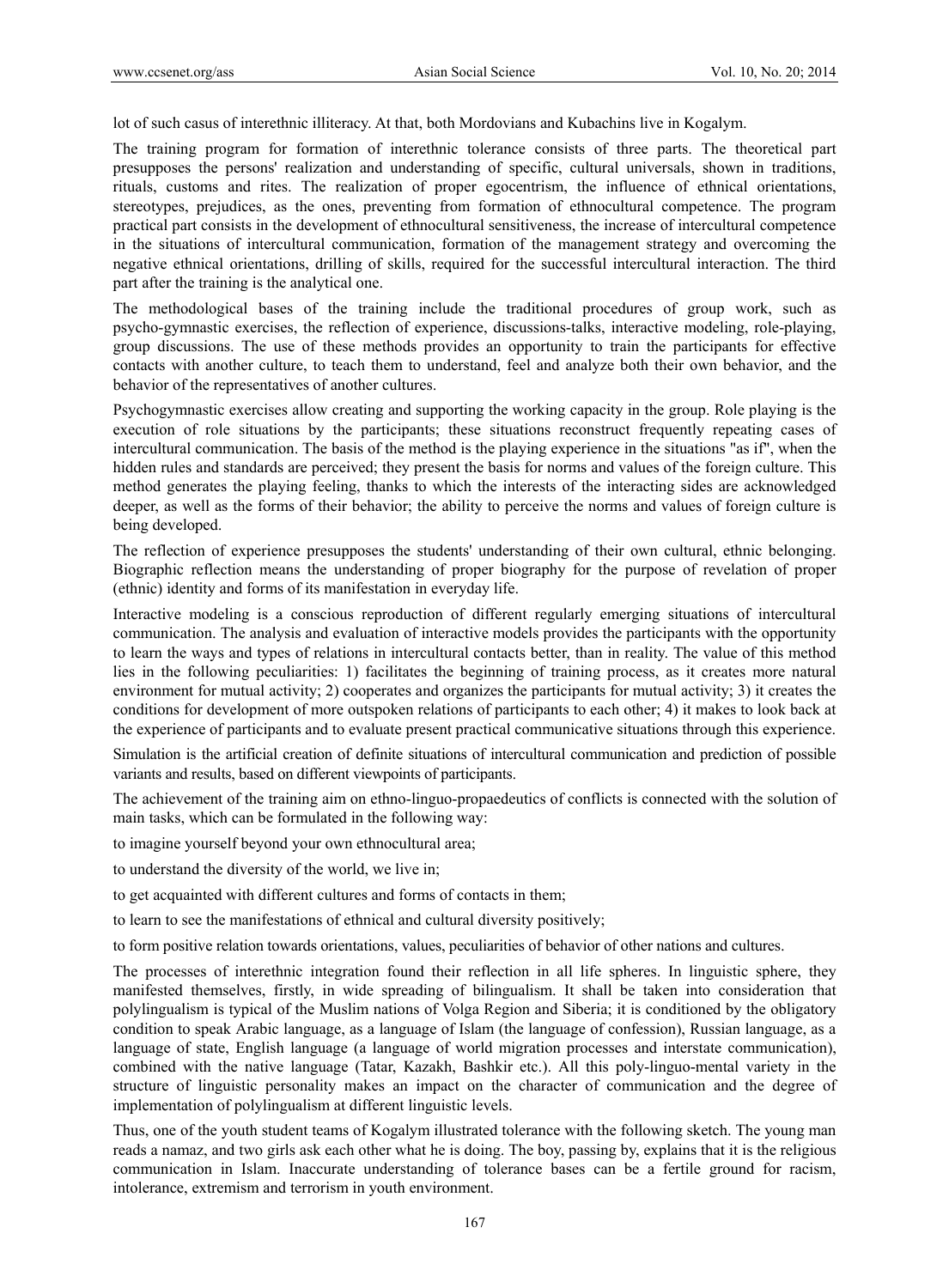lot of such casus of interethnic illiteracy. At that, both Mordovians and Kubachins live in Kogalym.

The training program for formation of interethnic tolerance consists of three parts. The theoretical part presupposes the persons' realization and understanding of specific, cultural universals, shown in traditions, rituals, customs and rites. The realization of proper egocentrism, the influence of ethnical orientations, stereotypes, prejudices, as the ones, preventing from formation of ethnocultural competence. The program practical part consists in the development of ethnocultural sensitiveness, the increase of intercultural competence in the situations of intercultural communication, formation of the management strategy and overcoming the negative ethnical orientations, drilling of skills, required for the successful intercultural interaction. The third part after the training is the analytical one.

The methodological bases of the training include the traditional procedures of group work, such as psycho-gymnastic exercises, the reflection of experience, discussions-talks, interactive modeling, role-playing, group discussions. The use of these methods provides an opportunity to train the participants for effective contacts with another culture, to teach them to understand, feel and analyze both their own behavior, and the behavior of the representatives of another cultures.

Psychogymnastic exercises allow creating and supporting the working capacity in the group. Role playing is the execution of role situations by the participants; these situations reconstruct frequently repeating cases of intercultural communication. The basis of the method is the playing experience in the situations "as if", when the hidden rules and standards are perceived; they present the basis for norms and values of the foreign culture. This method generates the playing feeling, thanks to which the interests of the interacting sides are acknowledged deeper, as well as the forms of their behavior; the ability to perceive the norms and values of foreign culture is being developed.

The reflection of experience presupposes the students' understanding of their own cultural, ethnic belonging. Biographic reflection means the understanding of proper biography for the purpose of revelation of proper (ethnic) identity and forms of its manifestation in everyday life.

Interactive modeling is a conscious reproduction of different regularly emerging situations of intercultural communication. The analysis and evaluation of interactive models provides the participants with the opportunity to learn the ways and types of relations in intercultural contacts better, than in reality. The value of this method lies in the following peculiarities: 1) facilitates the beginning of training process, as it creates more natural environment for mutual activity; 2) cooperates and organizes the participants for mutual activity; 3) it creates the conditions for development of more outspoken relations of participants to each other; 4) it makes to look back at the experience of participants and to evaluate present practical communicative situations through this experience.

Simulation is the artificial creation of definite situations of intercultural communication and prediction of possible variants and results, based on different viewpoints of participants.

The achievement of the training aim on ethno-linguo-propaedeutics of conflicts is connected with the solution of main tasks, which can be formulated in the following way:

to imagine yourself beyond your own ethnocultural area;

to understand the diversity of the world, we live in;

to get acquainted with different cultures and forms of contacts in them;

to learn to see the manifestations of ethnical and cultural diversity positively;

to form positive relation towards orientations, values, peculiarities of behavior of other nations and cultures.

The processes of interethnic integration found their reflection in all life spheres. In linguistic sphere, they manifested themselves, firstly, in wide spreading of bilingualism. It shall be taken into consideration that polylingualism is typical of the Muslim nations of Volga Region and Siberia; it is conditioned by the obligatory condition to speak Arabic language, as a language of Islam (the language of confession), Russian language, as a language of state, English language (a language of world migration processes and interstate communication), combined with the native language (Tatar, Kazakh, Bashkir etc.). All this poly-linguo-mental variety in the structure of linguistic personality makes an impact on the character of communication and the degree of implementation of polylingualism at different linguistic levels.

Thus, one of the youth student teams of Kogalym illustrated tolerance with the following sketch. The young man reads a namaz, and two girls ask each other what he is doing. The boy, passing by, explains that it is the religious communication in Islam. Inaccurate understanding of tolerance bases can be a fertile ground for racism, intolerance, extremism and terrorism in youth environment.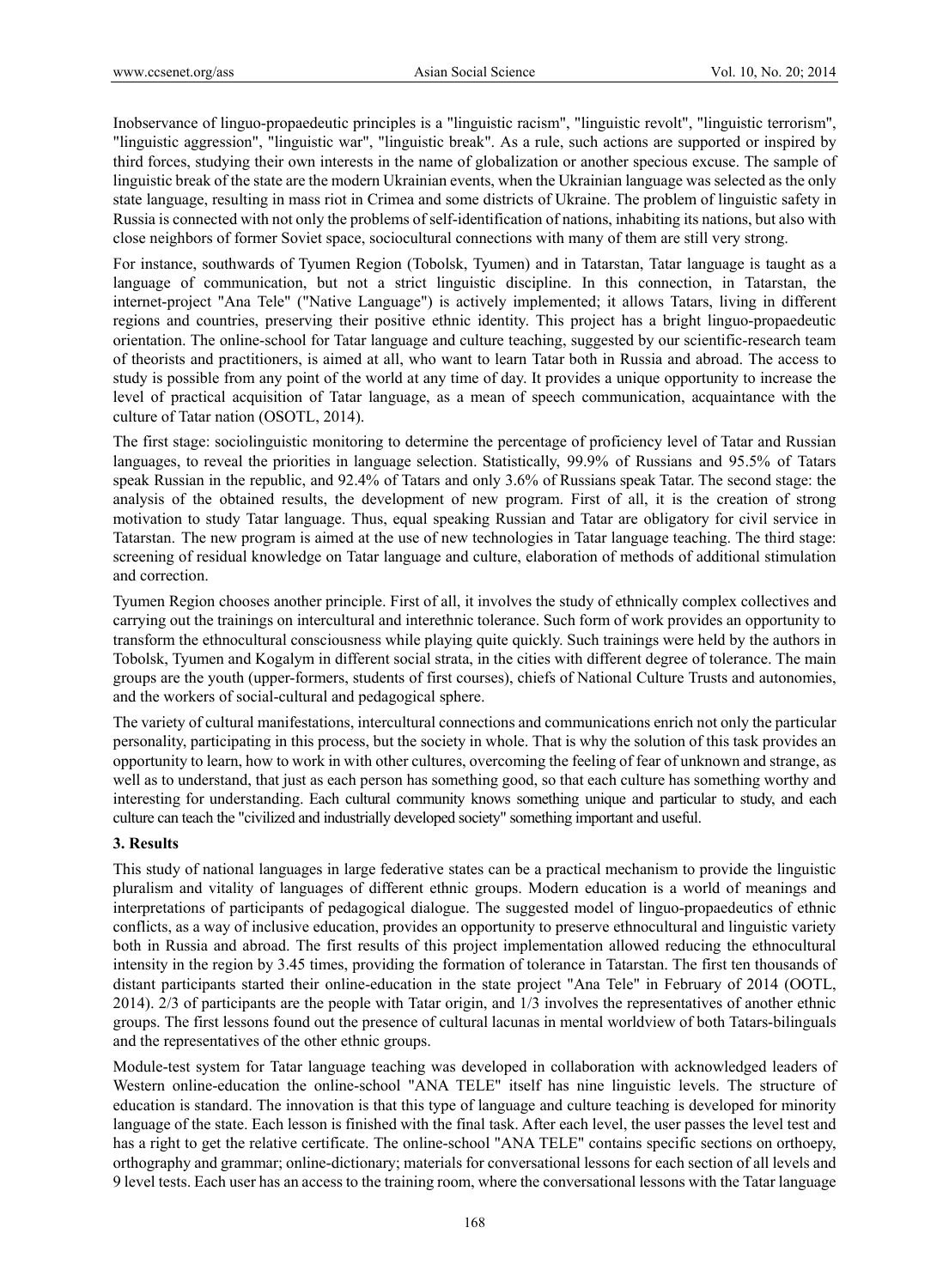Inobservance of linguo-propaedeutic principles is a "linguistic racism", "linguistic revolt", "linguistic terrorism", "linguistic aggression", "linguistic war", "linguistic break". As a rule, such actions are supported or inspired by third forces, studying their own interests in the name of globalization or another specious excuse. The sample of linguistic break of the state are the modern Ukrainian events, when the Ukrainian language was selected as the only state language, resulting in mass riot in Crimea and some districts of Ukraine. The problem of linguistic safety in Russia is connected with not only the problems of self-identification of nations, inhabiting its nations, but also with close neighbors of former Soviet space, sociocultural connections with many of them are still very strong.

For instance, southwards of Tyumen Region (Tobolsk, Tyumen) and in Tatarstan, Tatar language is taught as a language of communication, but not a strict linguistic discipline. In this connection, in Tatarstan, the internet-project "Ana Tele" ("Native Language") is actively implemented; it allows Tatars, living in different regions and countries, preserving their positive ethnic identity. This project has a bright linguo-propaedeutic orientation. The online-school for Tatar language and culture teaching, suggested by our scientific-research team of theorists and practitioners, is aimed at all, who want to learn Tatar both in Russia and abroad. The access to study is possible from any point of the world at any time of day. It provides a unique opportunity to increase the level of practical acquisition of Tatar language, as a mean of speech communication, acquaintance with the culture of Tatar nation (OSOTL, 2014).

The first stage: sociolinguistic monitoring to determine the percentage of proficiency level of Tatar and Russian languages, to reveal the priorities in language selection. Statistically, 99.9% of Russians and 95.5% of Tatars speak Russian in the republic, and 92.4% of Tatars and only 3.6% of Russians speak Tatar. The second stage: the analysis of the obtained results, the development of new program. First of all, it is the creation of strong motivation to study Tatar language. Thus, equal speaking Russian and Tatar are obligatory for civil service in Tatarstan. The new program is aimed at the use of new technologies in Tatar language teaching. The third stage: screening of residual knowledge on Tatar language and culture, elaboration of methods of additional stimulation and correction.

Tyumen Region chooses another principle. First of all, it involves the study of ethnically complex collectives and carrying out the trainings on intercultural and interethnic tolerance. Such form of work provides an opportunity to transform the ethnocultural consciousness while playing quite quickly. Such trainings were held by the authors in Tobolsk, Tyumen and Kogalym in different social strata, in the cities with different degree of tolerance. The main groups are the youth (upper-formers, students of first courses), chiefs of National Culture Trusts and autonomies, and the workers of social-cultural and pedagogical sphere.

The variety of cultural manifestations, intercultural connections and communications enrich not only the particular personality, participating in this process, but the society in whole. That is why the solution of this task provides an opportunity to learn, how to work in with other cultures, overcoming the feeling of fear of unknown and strange, as well as to understand, that just as each person has something good, so that each culture has something worthy and interesting for understanding. Each cultural community knows something unique and particular to study, and each culture can teach the "civilized and industrially developed society" something important and useful.

## 3. Results

This study of national languages in large federative states can be a practical mechanism to provide the linguistic pluralism and vitality of languages of different ethnic groups. Modern education is a world of meanings and interpretations of participants of pedagogical dialogue. The suggested model of linguo-propaedeutics of ethnic conflicts, as a way of inclusive education, provides an opportunity to preserve ethnocultural and linguistic variety both in Russia and abroad. The first results of this project implementation allowed reducing the ethnocultural intensity in the region by 3.45 times, providing the formation of tolerance in Tatarstan. The first ten thousands of distant participants started their online-education in the state project "Ana Tele" in February of 2014 (OOTL, 2014). 2/3 of participants are the people with Tatar origin, and 1/3 involves the representatives of another ethnic groups. The first lessons found out the presence of cultural lacunas in mental worldview of both Tatars-bilinguals and the representatives of the other ethnic groups.

Module-test system for Tatar language teaching was developed in collaboration with acknowledged leaders of Western online-education the online-school "ANA TELE" itself has nine linguistic levels. The structure of education is standard. The innovation is that this type of language and culture teaching is developed for minority language of the state. Each lesson is finished with the final task. After each level, the user passes the level test and has a right to get the relative certificate. The online-school "ANA TELE" contains specific sections on orthoepy, orthography and grammar; online-dictionary; materials for conversational lessons for each section of all levels and 9 level tests. Each user has an access to the training room, where the conversational lessons with the Tatar language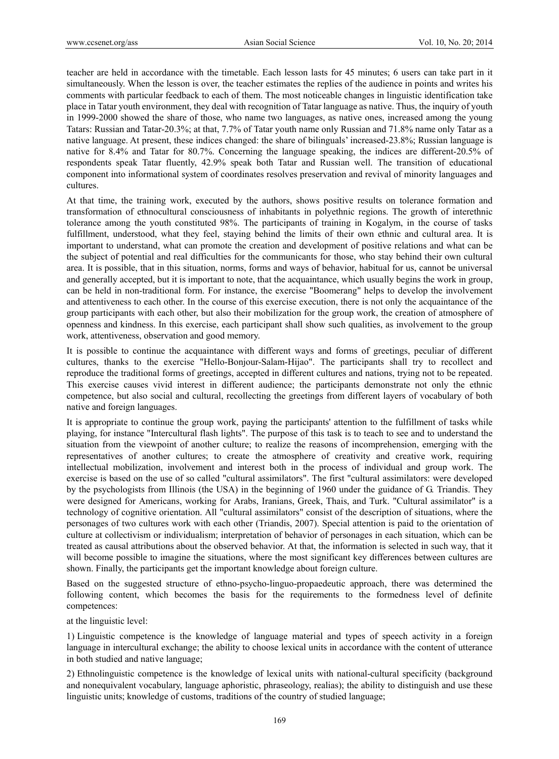teacher are held in accordance with the timetable. Each lesson lasts for 45 minutes; 6 users can take part in it simultaneously. When the lesson is over, the teacher estimates the replies of the audience in points and writes his comments with particular feedback to each of them. The most noticeable changes in linguistic identification take place in Tatar youth environment, they deal with recognition of Tatar language as native. Thus, the inquiry of youth in 1999-2000 showed the share of those, who name two languages, as native ones, increased among the young Tatars: Russian and Tatar-20.3%; at that, 7.7% of Tatar youth name only Russian and 71.8% name only Tatar as a native language. At present, these indices changed: the share of bilinguals' increased-23.8%; Russian language is native for 8.4% and Tatar for 80.7%. Concerning the language speaking, the indices are different-20.5% of respondents speak Tatar fluently, 42.9% speak both Tatar and Russian well. The transition of educational component into informational system of coordinates resolves preservation and revival of minority languages and cultures.

At that time, the training work, executed by the authors, shows positive results on tolerance formation and transformation of ethnocultural consciousness of inhabitants in polyethnic regions. The growth of interethnic tolerance among the youth constituted 98%. The participants of training in Kogalym, in the course of tasks fulfillment, understood, what they feel, staying behind the limits of their own ethnic and cultural area. It is important to understand, what can promote the creation and development of positive relations and what can be the subject of potential and real difficulties for the communicants for those, who stay behind their own cultural area. It is possible, that in this situation, norms, forms and ways of behavior, habitual for us, cannot be universal and generally accepted, but it is important to note, that the acquaintance, which usually begins the work in group, can be held in non-traditional form. For instance, the exercise "Boomerang" helps to develop the involvement and attentiveness to each other. In the course of this exercise execution, there is not only the acquaintance of the group participants with each other, but also their mobilization for the group work, the creation of atmosphere of openness and kindness. In this exercise, each participant shall show such qualities, as involvement to the group work, attentiveness, observation and good memory.

It is possible to continue the acquaintance with different ways and forms of greetings, peculiar of different cultures, thanks to the exercise "Hello-Bonjour-Salam-Hijao". The participants shall try to recollect and reproduce the traditional forms of greetings, accepted in different cultures and nations, trying not to be repeated. This exercise causes vivid interest in different audience; the participants demonstrate not only the ethnic competence, but also social and cultural, recollecting the greetings from different layers of vocabulary of both native and foreign languages.

It is appropriate to continue the group work, paying the participants' attention to the fulfillment of tasks while playing, for instance "Intercultural flash lights". The purpose of this task is to teach to see and to understand the situation from the viewpoint of another culture; to realize the reasons of incomprehension, emerging with the representatives of another cultures; to create the atmosphere of creativity and creative work, requiring intellectual mobilization, involvement and interest both in the process of individual and group work. The exercise is based on the use of so called "cultural assimilators". The first "cultural assimilators: were developed by the psychologists from Illinois (the USA) in the beginning of 1960 under the guidance of G. Triandis. They were designed for Americans, working for Arabs, Iranians, Greek, Thais, and Turk. "Cultural assimilator" is a technology of cognitive orientation. All "cultural assimilators" consist of the description of situations, where the personages of two cultures work with each other (Triandis, 2007). Special attention is paid to the orientation of culture at collectivism or individualism; interpretation of behavior of personages in each situation, which can be treated as causal attributions about the observed behavior. At that, the information is selected in such way, that it will become possible to imagine the situations, where the most significant key differences between cultures are shown. Finally, the participants get the important knowledge about foreign culture.

Based on the suggested structure of ethno-psycho-linguo-propaedeutic approach, there was determined the following content, which becomes the basis for the requirements to the formedness level of definite competences:

at the linguistic level:

1) Linguistic competence is the knowledge of language material and types of speech activity in a foreign language in intercultural exchange; the ability to choose lexical units in accordance with the content of utterance in both studied and native language;

2) Ethnolinguistic competence is the knowledge of lexical units with national-cultural specificity (background and nonequivalent vocabulary, language aphoristic, phraseology, realias); the ability to distinguish and use these linguistic units; knowledge of customs, traditions of the country of studied language;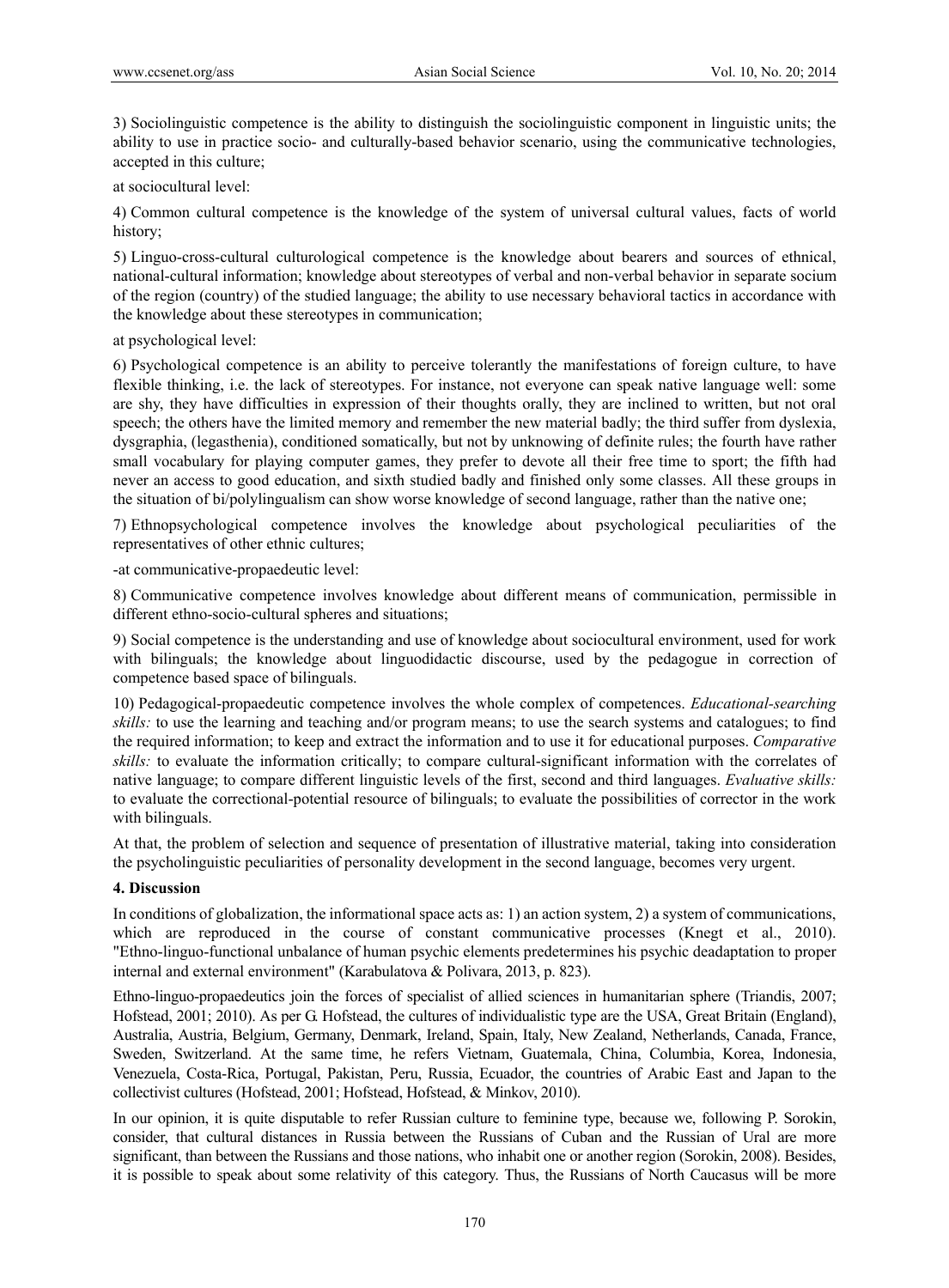3) Sociolinguistic competence is the ability to distinguish the sociolinguistic component in linguistic units; the ability to use in practice socio- and culturally-based behavior scenario, using the communicative technologies, accepted in this culture;

at sociocultural level:

4) Common cultural competence is the knowledge of the system of universal cultural values, facts of world history;

5) Linguo-cross-cultural culturological competence is the knowledge about bearers and sources of ethnical, national-cultural information; knowledge about stereotypes of verbal and non-verbal behavior in separate socium of the region (country) of the studied language; the ability to use necessary behavioral tactics in accordance with the knowledge about these stereotypes in communication;

at psychological level:

6) Psychological competence is an ability to perceive tolerantly the manifestations of foreign culture, to have flexible thinking, i.e. the lack of stereotypes. For instance, not everyone can speak native language well: some are shy, they have difficulties in expression of their thoughts orally, they are inclined to written, but not oral speech; the others have the limited memory and remember the new material badly; the third suffer from dyslexia, dysgraphia, (legasthenia), conditioned somatically, but not by unknowing of definite rules; the fourth have rather small vocabulary for playing computer games, they prefer to devote all their free time to sport; the fifth had never an access to good education, and sixth studied badly and finished only some classes. All these groups in the situation of bi/polylingualism can show worse knowledge of second language, rather than the native one;

7) Ethnopsychological competence involves the knowledge about psychological peculiarities of the representatives of other ethnic cultures;

-at communicative-propaedeutic level:

8) Communicative competence involves knowledge about different means of communication, permissible in different ethno-socio-cultural spheres and situations;

9) Social competence is the understanding and use of knowledge about sociocultural environment, used for work with bilinguals; the knowledge about linguodidactic discourse, used by the pedagogue in correction of competence based space of bilinguals.

10) Pedagogical-propaedeutic competence involves the whole complex of competences. *Educational-searching skills:* to use the learning and teaching and/or program means; to use the search systems and catalogues; to find the required information; to keep and extract the information and to use it for educational purposes. *Comparative skills:* to evaluate the information critically; to compare cultural-significant information with the correlates of native language; to compare different linguistic levels of the first, second and third languages. *Evaluative skills:* to evaluate the correctional-potential resource of bilinguals; to evaluate the possibilities of corrector in the work with bilinguals.

At that, the problem of selection and sequence of presentation of illustrative material, taking into consideration the psycholinguistic peculiarities of personality development in the second language, becomes very urgent.

## 4. Discussion

In conditions of globalization, the informational space acts as: 1) an action system, 2) a system of communications, which are reproduced in the course of constant communicative processes (Knegt et al., 2010). "Ethno-linguo-functional unbalance of human psychic elements predetermines his psychic deadaptation to proper internal and external environment" (Karabulatova & Polivara, 2013, p. 823).

Ethno-linguo-propaedeutics join the forces of specialist of allied sciences in humanitarian sphere (Triandis, 2007; Hofstead, 2001; 2010). As per G. Hofstead, the cultures of individualistic type are the USA, Great Britain (England), Australia, Austria, Belgium, Germany, Denmark, Ireland, Spain, Italy, New Zealand, Netherlands, Canada, France, Sweden, Switzerland. At the same time, he refers Vietnam, Guatemala, China, Columbia, Korea, Indonesia, Venezuela, Costa-Rica, Portugal, Pakistan, Peru, Russia, Ecuador, the countries of Arabic East and Japan to the collectivist cultures (Hofstead, 2001; Hofstead, Hofstead, & Minkov, 2010).

In our opinion, it is quite disputable to refer Russian culture to feminine type, because we, following P. Sorokin, consider, that cultural distances in Russia between the Russians of Cuban and the Russian of Ural are more significant, than between the Russians and those nations, who inhabit one or another region (Sorokin, 2008). Besides, it is possible to speak about some relativity of this category. Thus, the Russians of North Caucasus will be more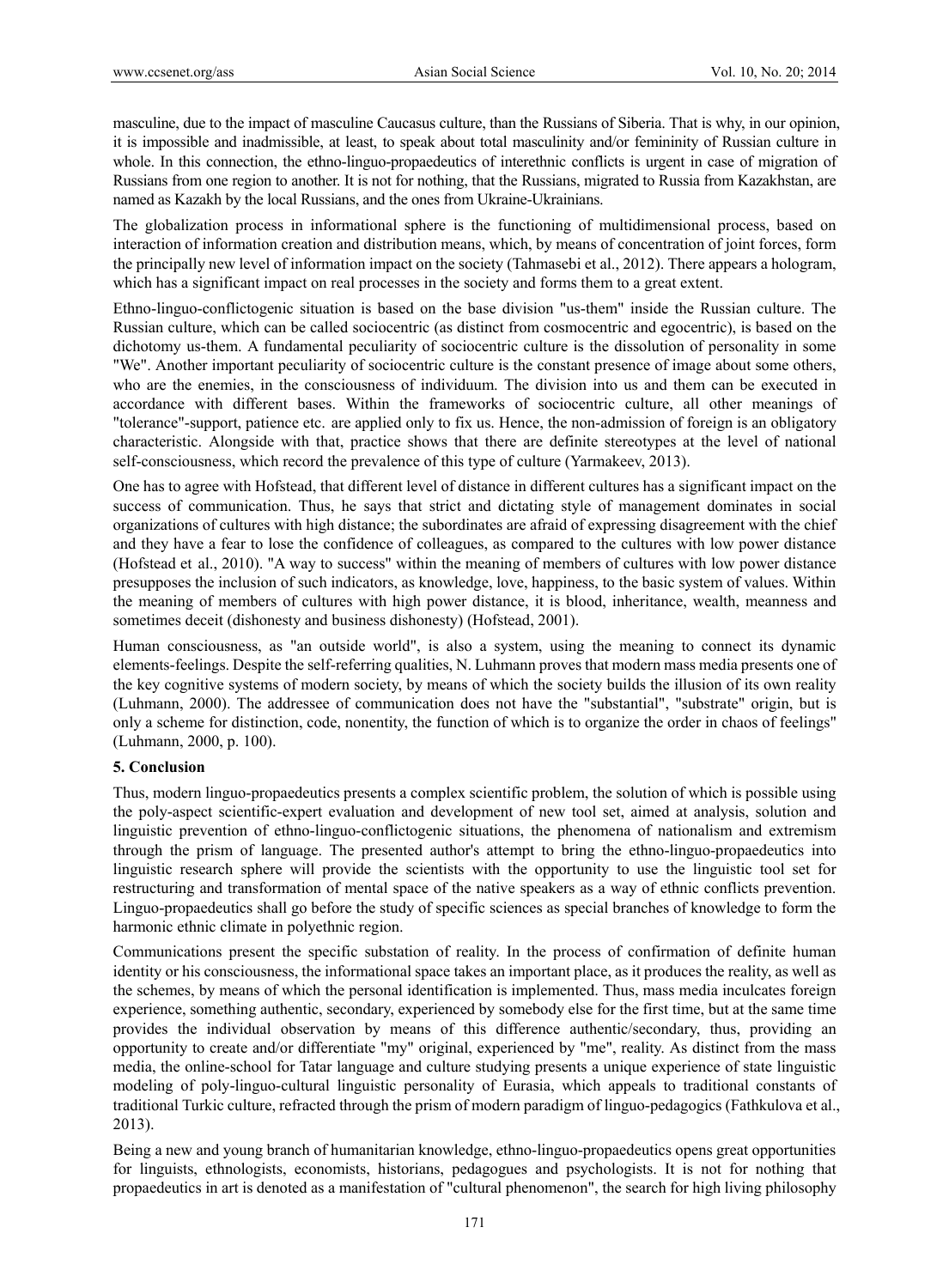masculine, due to the impact of masculine Caucasus culture, than the Russians of Siberia. That is why, in our opinion, it is impossible and inadmissible, at least, to speak about total masculinity and/or femininity of Russian culture in whole. In this connection, the ethno-linguo-propaedeutics of interethnic conflicts is urgent in case of migration of Russians from one region to another. It is not for nothing, that the Russians, migrated to Russia from Kazakhstan, are named as Kazakh by the local Russians, and the ones from Ukraine-Ukrainians.

The globalization process in informational sphere is the functioning of multidimensional process, based on interaction of information creation and distribution means, which, by means of concentration of joint forces, form the principally new level of information impact on the society (Tahmasebi et al., 2012). There appears a hologram, which has a significant impact on real processes in the society and forms them to a great extent.

Ethno-linguo-conflictogenic situation is based on the base division "us-them" inside the Russian culture. The Russian culture, which can be called sociocentric (as distinct from cosmocentric and egocentric), is based on the dichotomy us-them. A fundamental peculiarity of sociocentric culture is the dissolution of personality in some "We". Another important peculiarity of sociocentric culture is the constant presence of image about some others, who are the enemies, in the consciousness of individuum. The division into us and them can be executed in accordance with different bases. Within the frameworks of sociocentric culture, all other meanings of "tolerance"-support, patience etc. are applied only to fix us. Hence, the non-admission of foreign is an obligatory characteristic. Alongside with that, practice shows that there are definite stereotypes at the level of national self-consciousness, which record the prevalence of this type of culture (Yarmakeev, 2013).

One has to agree with Hofstead, that different level of distance in different cultures has a significant impact on the success of communication. Thus, he says that strict and dictating style of management dominates in social organizations of cultures with high distance; the subordinates are afraid of expressing disagreement with the chief and they have a fear to lose the confidence of colleagues, as compared to the cultures with low power distance (Hofstead et al., 2010). "A way to success" within the meaning of members of cultures with low power distance presupposes the inclusion of such indicators, as knowledge, love, happiness, to the basic system of values. Within the meaning of members of cultures with high power distance, it is blood, inheritance, wealth, meanness and sometimes deceit (dishonesty and business dishonesty) (Hofstead, 2001).

Human consciousness, as "an outside world", is also a system, using the meaning to connect its dynamic elements-feelings. Despite the self-referring qualities, N. Luhmann proves that modern mass media presents one of the key cognitive systems of modern society, by means of which the society builds the illusion of its own reality (Luhmann, 2000). The addressee of communication does not have the "substantial", "substrate" origin, but is only a scheme for distinction, code, nonentity, the function of which is to organize the order in chaos of feelings" (Luhmann, 2000, p. 100).

## 5. Conclusion

Thus, modern linguo-propaedeutics presents a complex scientific problem, the solution of which is possible using the poly-aspect scientific-expert evaluation and development of new tool set, aimed at analysis, solution and linguistic prevention of ethno-linguo-conflictogenic situations, the phenomena of nationalism and extremism through the prism of language. The presented author's attempt to bring the ethno-linguo-propaedeutics into linguistic research sphere will provide the scientists with the opportunity to use the linguistic tool set for restructuring and transformation of mental space of the native speakers as a way of ethnic conflicts prevention. Linguo-propaedeutics shall go before the study of specific sciences as special branches of knowledge to form the harmonic ethnic climate in polyethnic region.

Communications present the specific substation of reality. In the process of confirmation of definite human identity or his consciousness, the informational space takes an important place, as it produces the reality, as well as the schemes, by means of which the personal identification is implemented. Thus, mass media inculcates foreign experience, something authentic, secondary, experienced by somebody else for the first time, but at the same time provides the individual observation by means of this difference authentic/secondary, thus, providing an opportunity to create and/or differentiate "my" original, experienced by "me", reality. As distinct from the mass media, the online-school for Tatar language and culture studying presents a unique experience of state linguistic modeling of poly-linguo-cultural linguistic personality of Eurasia, which appeals to traditional constants of traditional Turkic culture, refracted through the prism of modern paradigm of linguo-pedagogics (Fathkulova et al., 2013).

Being a new and young branch of humanitarian knowledge, ethno-linguo-propaedeutics opens great opportunities for linguists, ethnologists, economists, historians, pedagogues and psychologists. It is not for nothing that propaedeutics in art is denoted as a manifestation of "cultural phenomenon", the search for high living philosophy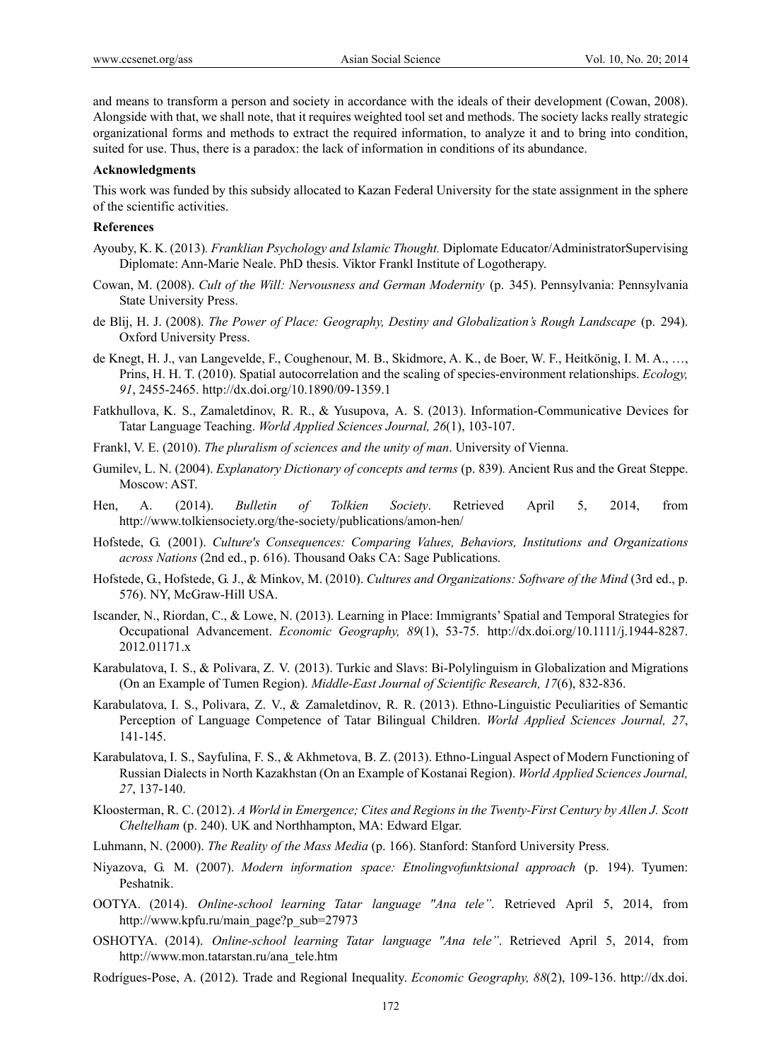and means to transform a person and society in accordance with the ideals of their development (Cowan, 2008). Alongside with that, we shall note, that it requires weighted tool set and methods. The society lacks really strategic organizational forms and methods to extract the required information, to analyze it and to bring into condition, suited for use. Thus, there is a paradox: the lack of information in conditions of its abundance.

**Acknowledgments**

This work was funded by this subsidy allocated to Kazan Federal University for the state assignment in the sphere of the scientific activities.

**References**

Ayouby, K. K. (2013). *Franklian Psychology and Islamic Thought.* Diplomate Educator/AdministratorSupervising Diplomate: Ann-Marie Neale. PhD thesis. Viktor Frankl Institute of Logotherapy.

Cowan, M. (2008). *Cult of the Will: Nervousness and German Modernity* (p. 345). Pennsylvania: Pennsylvania State University Press.

de Blij, H. J. (2008). *The Power of Place: Geography, Destiny and Globalization's Rough Landscape* (p. 294). Oxford University Press.

de Knegt, H. J., van Langevelde, F., Coughenour, M. B., Skidmore, A. K., de Boer, W. F., Heitkönig, I. M. A., …, Prins, H. H. T. (2010). Spatial autocorrelation and the scaling of species-environment relationships. *Ecology, 91*, 2455-2465. http://dx.doi.org/10.1890/09-1359.1

Fatkhullova, K. S., Zamaletdinov, R. R., & Yusupova, A. S. (2013). Information-Communicative Devices for Tatar Language Teaching. *World Applied Sciences Journal, 26*(1), 103-107.

Frankl, V. E. (2010). *The pluralism of sciences and the unity of man*. University of Vienna.

Gumilev, L. N. (2004). *Explanatory Dictionary of concepts and terms* (p. 839). Ancient Rus and the Great Steppe. Moscow: AST.

Hen, A. (2014). *Bulletin of Tolkien Society*. Retrieved April 5, 2014, from http://www.tolkiensociety.org/the-society/publications/amon-hen/

Hofstede, G. (2001). *Culture's Consequences: Comparing Values, Behaviors, Institutions and Organizations across Nations* (2nd ed., p. 616). Thousand Oaks CA: Sage Publications.

Hofstede, G., Hofstede, G. J., & Minkov, M. (2010). *Cultures and Organizations: Software of the Mind* (3rd ed., p. 576). NY, McGraw-Hill USA.

Iscander, N., Riordan, C., & Lowe, N. (2013). Learning in Place: Immigrants' Spatial and Temporal Strategies for Occupational Advancement. *Economic Geography, 89*(1), 53-75. http://dx.doi.org/10.1111/j.1944-8287.2012.01171.x

Karabulatova, I. S., & Polivara, Z. V. (2013). Turkic and Slavs: Bi-Polylinguism in Globalization and Migrations (On an Example of Tumen Region). *Middle-East Journal of Scientific Research, 17*(6), 832-836.

Karabulatova, I. S., Polivara, Z. V., & Zamaletdinov, R. R. (2013). Ethno-Linguistic Peculiarities of Semantic Perception of Language Competence of Tatar Bilingual Children. *World Applied Sciences Journal, 27*, 141-145.

Karabulatova, I. S., Sayfulina, F. S., & Akhmetova, B. Z. (2013). Ethno-Lingual Aspect of Modern Functioning of Russian Dialects in North Kazakhstan (On an Example of Kostanai Region). *World Applied Sciences Journal, 27*, 137-140.

Kloosterman, R. C. (2012). *A World in Emergence; Cites and Regions in the Twenty-First Century by Allen J. Scott Cheltelham* (p. 240). UK and Northhampton, MA: Edward Elgar.

Luhmann, N. (2000). *The Reality of the Mass Media* (p. 166). Stanford: Stanford University Press.

Niyazova, G. M. (2007). *Modern information space: Etnolingvofunktsional approach* (p. 194). Tyumen: Peshatnik.

OOTYA. (2014). *Online-school learning Tatar language "Ana tele"*. Retrieved April 5, 2014, from http://www.kpfu.ru/main_page?p_sub=27973

OSHOTYA. (2014). *Online-school learning Tatar language "Ana tele"*. Retrieved April 5, 2014, from http://www.mon.tatarstan.ru/ana_tele.htm

Rodrígues-Pose, A. (2012). Trade and Regional Inequality. *Economic Geography, 88*(2), 109-136. http://dx.doi.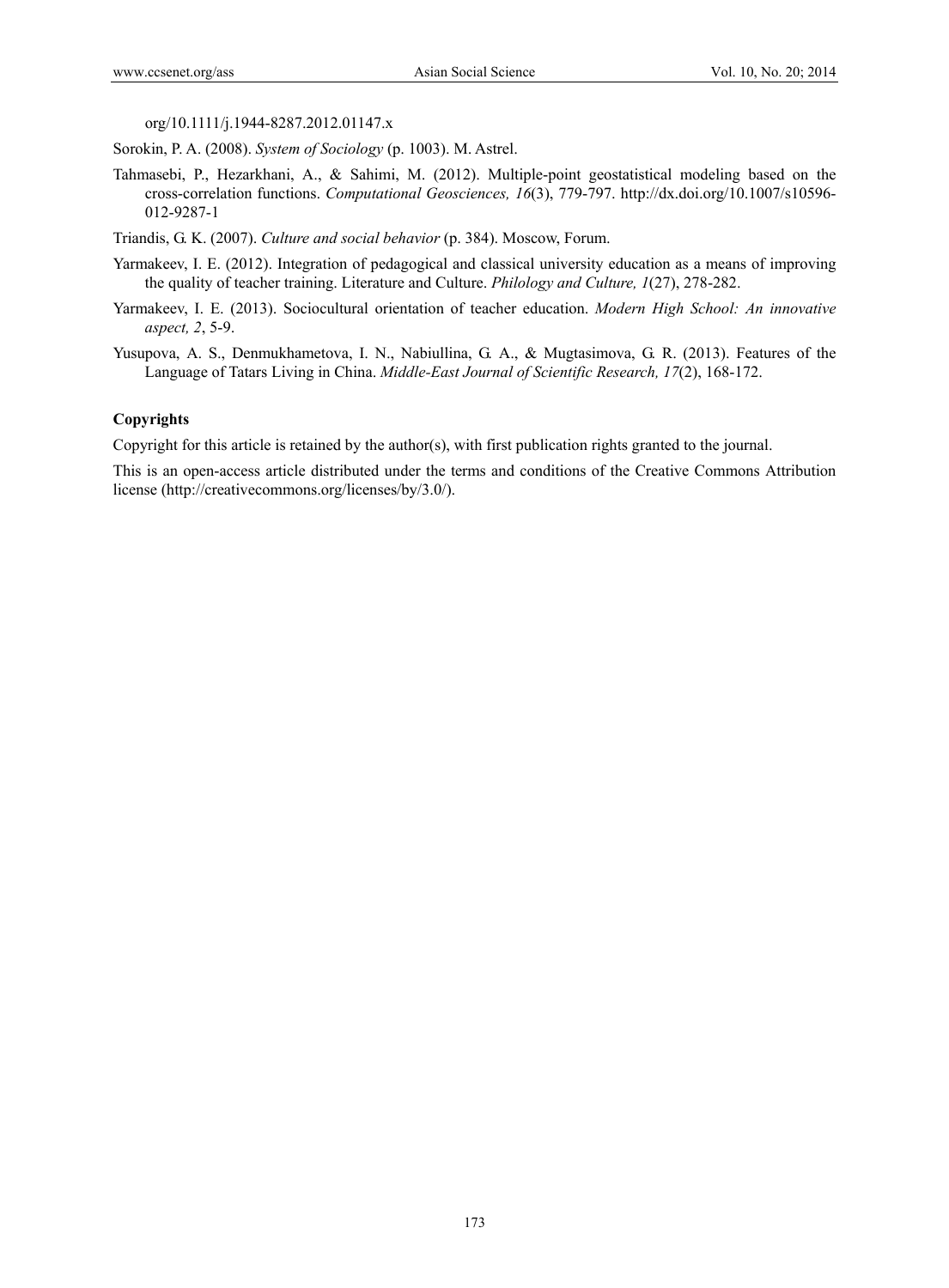org/10.1111/j.1944-8287.2012.01147.x

Sorokin, P. A. (2008). *System of Sociology* (p. 1003). M. Astrel.

Tahmasebi, P., Hezarkhani, A., & Sahimi, M. (2012). Multiple-point geostatistical modeling based on the cross-correlation functions. *Computational Geosciences, 16*(3), 779-797. http://dx.doi.org/10.1007/s10596-012-9287-1

Triandis, G. K. (2007). *Culture and social behavior* (p. 384). Moscow, Forum.

Yarmakeev, I. E. (2012). Integration of pedagogical and classical university education as a means of improving the quality of teacher training. Literature and Culture. *Philology and Culture, 1*(27), 278-282.

Yarmakeev, I. E. (2013). Sociocultural orientation of teacher education. *Modern High School: An innovative aspect, 2*, 5-9.

Yusupova, A. S., Denmukhametova, I. N., Nabiullina, G. A., & Mugtasimova, G. R. (2013). Features of the Language of Tatars Living in China. *Middle-East Journal of Scientific Research, 17*(2), 168-172.

**Copyrights**

Copyright for this article is retained by the author(s), with first publication rights granted to the journal.

This is an open-access article distributed under the terms and conditions of the Creative Commons Attribution license (http://creativecommons.org/licenses/by/3.0/).